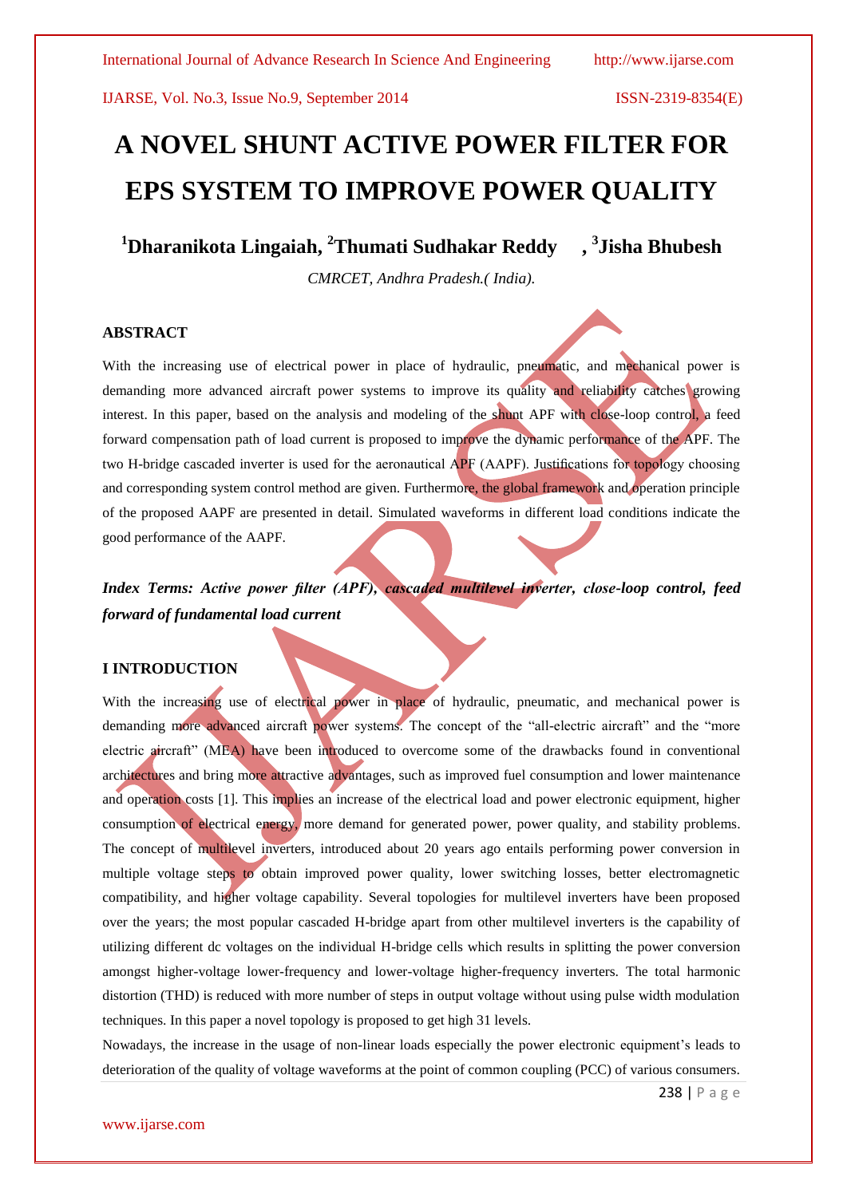# A NOVEL SHUNT ACTIVE POWER FILTER FOR EPS SYSTEM TO IMPROVE POWER QUALITY

**[1]Dharanikota Lingaiah, [2]Thumati Sudhakar Reddy , [3]Jisha Bhubesh**

*CMRCET, Andhra Pradesh.( India).*

## ABSTRACT

With the increasing use of electrical power in place of hydraulic, pneumatic, and mechanical power is demanding more advanced aircraft power systems to improve its quality and reliability catches growing interest. In this paper, based on the analysis and modeling of the shunt APF with close-loop control, a feed forward compensation path of load current is proposed to improve the dynamic performance of the APF. The two H-bridge cascaded inverter is used for the aeronautical APF (AAPF). Justifications for topology choosing and corresponding system control method are given. Furthermore, the global framework and operation principle of the proposed AAPF are presented in detail. Simulated waveforms in different load conditions indicate the good performance of the AAPF.

***Index Terms: Active power filter (APF), cascaded multilevel inverter, close-loop control, feed forward of fundamental load current***

## I INTRODUCTION

With the increasing use of electrical power in place of hydraulic, pneumatic, and mechanical power is demanding more advanced aircraft power systems. The concept of the "all-electric aircraft" and the "more electric aircraft" (MEA) have been introduced to overcome some of the drawbacks found in conventional architectures and bring more attractive advantages, such as improved fuel consumption and lower maintenance and operation costs [1]. This implies an increase of the electrical load and power electronic equipment, higher consumption of electrical energy, more demand for generated power, power quality, and stability problems. The concept of multilevel inverters, introduced about 20 years ago entails performing power conversion in multiple voltage steps to obtain improved power quality, lower switching losses, better electromagnetic compatibility, and higher voltage capability. Several topologies for multilevel inverters have been proposed over the years; the most popular cascaded H-bridge apart from other multilevel inverters is the capability of utilizing different dc voltages on the individual H-bridge cells which results in splitting the power conversion amongst higher-voltage lower-frequency and lower-voltage higher-frequency inverters. The total harmonic distortion (THD) is reduced with more number of steps in output voltage without using pulse width modulation techniques. In this paper a novel topology is proposed to get high 31 levels.

Nowadays, the increase in the usage of non-linear loads especially the power electronic equipment's leads to deterioration of the quality of voltage waveforms at the point of common coupling (PCC) of various consumers.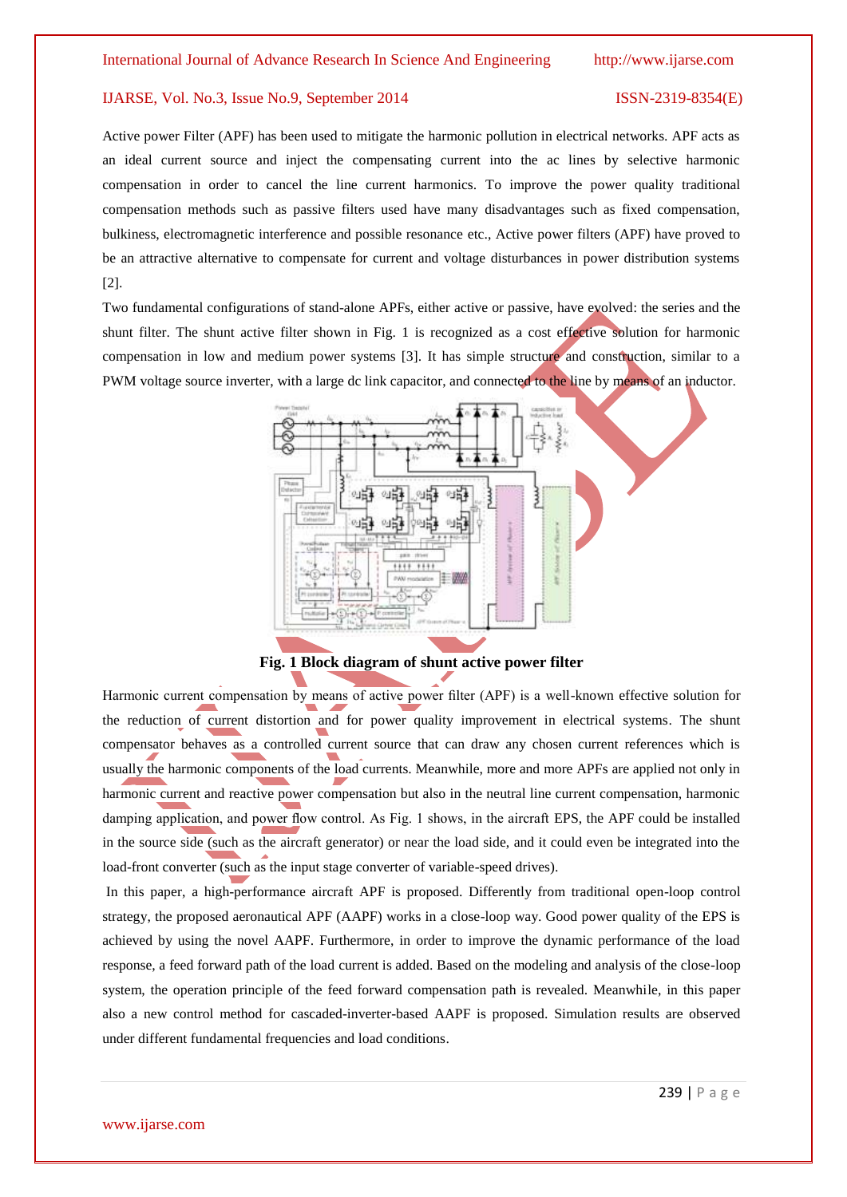Active power Filter (APF) has been used to mitigate the harmonic pollution in electrical networks. APF acts as an ideal current source and inject the compensating current into the ac lines by selective harmonic compensation in order to cancel the line current harmonics. To improve the power quality traditional compensation methods such as passive filters used have many disadvantages such as fixed compensation, bulkiness, electromagnetic interference and possible resonance etc., Active power filters (APF) have proved to be an attractive alternative to compensate for current and voltage disturbances in power distribution systems [2].

Two fundamental configurations of stand-alone APFs, either active or passive, have evolved: the series and the shunt filter. The shunt active filter shown in Fig. 1 is recognized as a cost effective solution for harmonic compensation in low and medium power systems [3]. It has simple structure and construction, similar to a PWM voltage source inverter, with a large dc link capacitor, and connected to the line by means of an inductor.

**Fig. 1 Block diagram of shunt active power filter**

Harmonic current compensation by means of active power filter (APF) is a well-known effective solution for the reduction of current distortion and for power quality improvement in electrical systems. The shunt compensator behaves as a controlled current source that can draw any chosen current references which is usually the harmonic components of the load currents. Meanwhile, more and more APFs are applied not only in harmonic current and reactive power compensation but also in the neutral line current compensation, harmonic damping application, and power flow control. As Fig. 1 shows, in the aircraft EPS, the APF could be installed in the source side (such as the aircraft generator) or near the load side, and it could even be integrated into the load-front converter (such as the input stage converter of variable-speed drives).

In this paper, a high-performance aircraft APF is proposed. Differently from traditional open-loop control strategy, the proposed aeronautical APF (AAPF) works in a close-loop way. Good power quality of the EPS is achieved by using the novel AAPF. Furthermore, in order to improve the dynamic performance of the load response, a feed forward path of the load current is added. Based on the modeling and analysis of the close-loop system, the operation principle of the feed forward compensation path is revealed. Meanwhile, in this paper also a new control method for cascaded-inverter-based AAPF is proposed. Simulation results are observed under different fundamental frequencies and load conditions.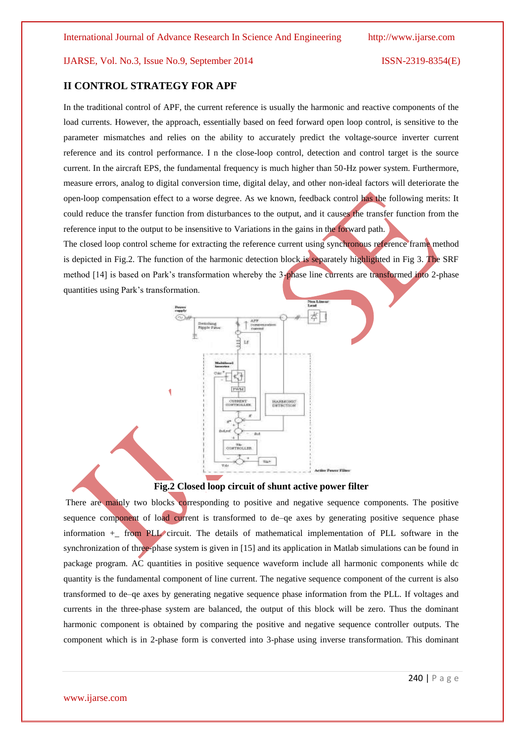## II CONTROL STRATEGY FOR APF

In the traditional control of APF, the current reference is usually the harmonic and reactive components of the load currents. However, the approach, essentially based on feed forward open loop control, is sensitive to the parameter mismatches and relies on the ability to accurately predict the voltage-source inverter current reference and its control performance. I n the close-loop control, detection and control target is the source current. In the aircraft EPS, the fundamental frequency is much higher than 50-Hz power system. Furthermore, measure errors, analog to digital conversion time, digital delay, and other non-ideal factors will deteriorate the open-loop compensation effect to a worse degree. As we known, feedback control has the following merits: It could reduce the transfer function from disturbances to the output, and it causes the transfer function from the reference input to the output to be insensitive to Variations in the gains in the forward path.

The closed loop control scheme for extracting the reference current using synchronous reference frame method is depicted in Fig.2. The function of the harmonic detection block is separately highlighted in Fig 3. The SRF method [14] is based on Park's transformation whereby the 3-phase line currents are transformed into 2-phase quantities using Park's transformation.

**Fig.2 Closed loop circuit of shunt active power filter**

There are mainly two blocks corresponding to positive and negative sequence components. The positive sequence component of load current is transformed to de–qe axes by generating positive sequence phase information +_ from PLL circuit. The details of mathematical implementation of PLL software in the synchronization of three-phase system is given in [15] and its application in Matlab simulations can be found in package program. AC quantities in positive sequence waveform include all harmonic components while dc quantity is the fundamental component of line current. The negative sequence component of the current is also transformed to de–qe axes by generating negative sequence phase information from the PLL. If voltages and currents in the three-phase system are balanced, the output of this block will be zero. Thus the dominant harmonic component is obtained by comparing the positive and negative sequence controller outputs. The component which is in 2-phase form is converted into 3-phase using inverse transformation. This dominant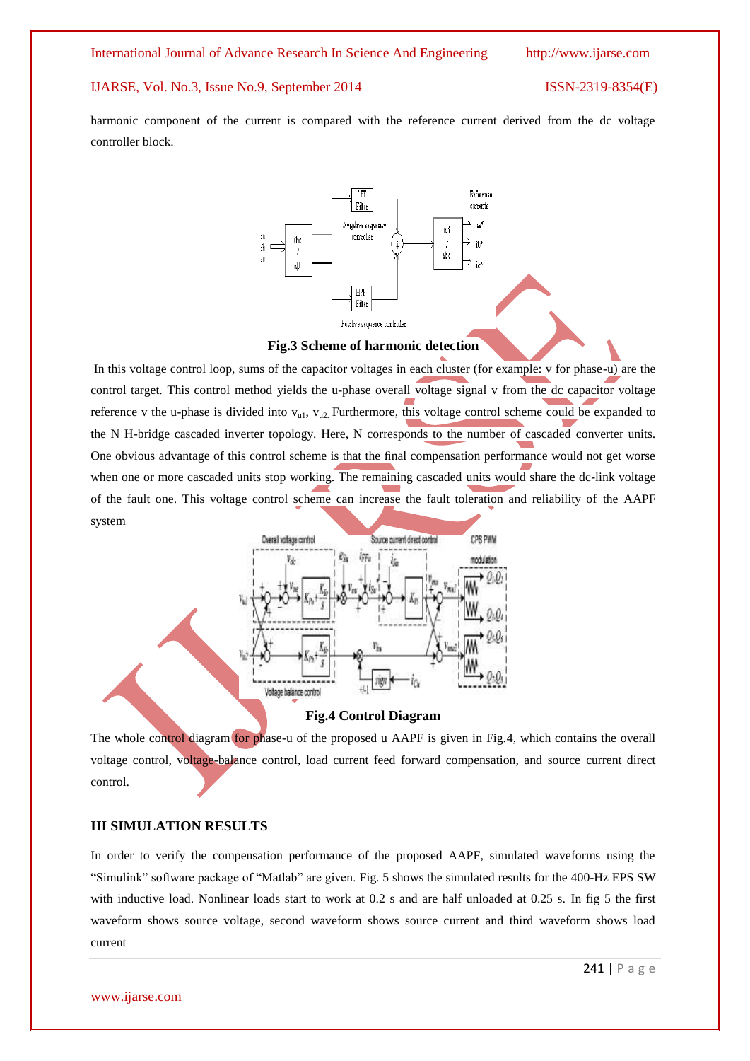harmonic component of the current is compared with the reference current derived from the dc voltage controller block.

Fig.3 Scheme of harmonic detection

In this voltage control loop, sums of the capacitor voltages in each cluster (for example: v for phase-u) are the control target. This control method yields the u-phase overall voltage signal v from the dc capacitor voltage reference v the u-phase is divided into $v_{u1}$, $v_{u2.}$ Furthermore, this voltage control scheme could be expanded to the N H-bridge cascaded inverter topology. Here, N corresponds to the number of cascaded converter units. One obvious advantage of this control scheme is that the final compensation performance would not get worse when one or more cascaded units stop working. The remaining cascaded units would share the dc-link voltage of the fault one. This voltage control scheme can increase the fault toleration and reliability of the AAPF system

Fig.4 Control Diagram

The whole control diagram for phase-u of the proposed u AAPF is given in Fig.4, which contains the overall voltage control, voltage-balance control, load current feed forward compensation, and source current direct control.

## III SIMULATION RESULTS

In order to verify the compensation performance of the proposed AAPF, simulated waveforms using the "Simulink" software package of "Matlab" are given. Fig. 5 shows the simulated results for the 400-Hz EPS SW with inductive load. Nonlinear loads start to work at 0.2 s and are half unloaded at 0.25 s. In fig 5 the first waveform shows source voltage, second waveform shows source current and third waveform shows load current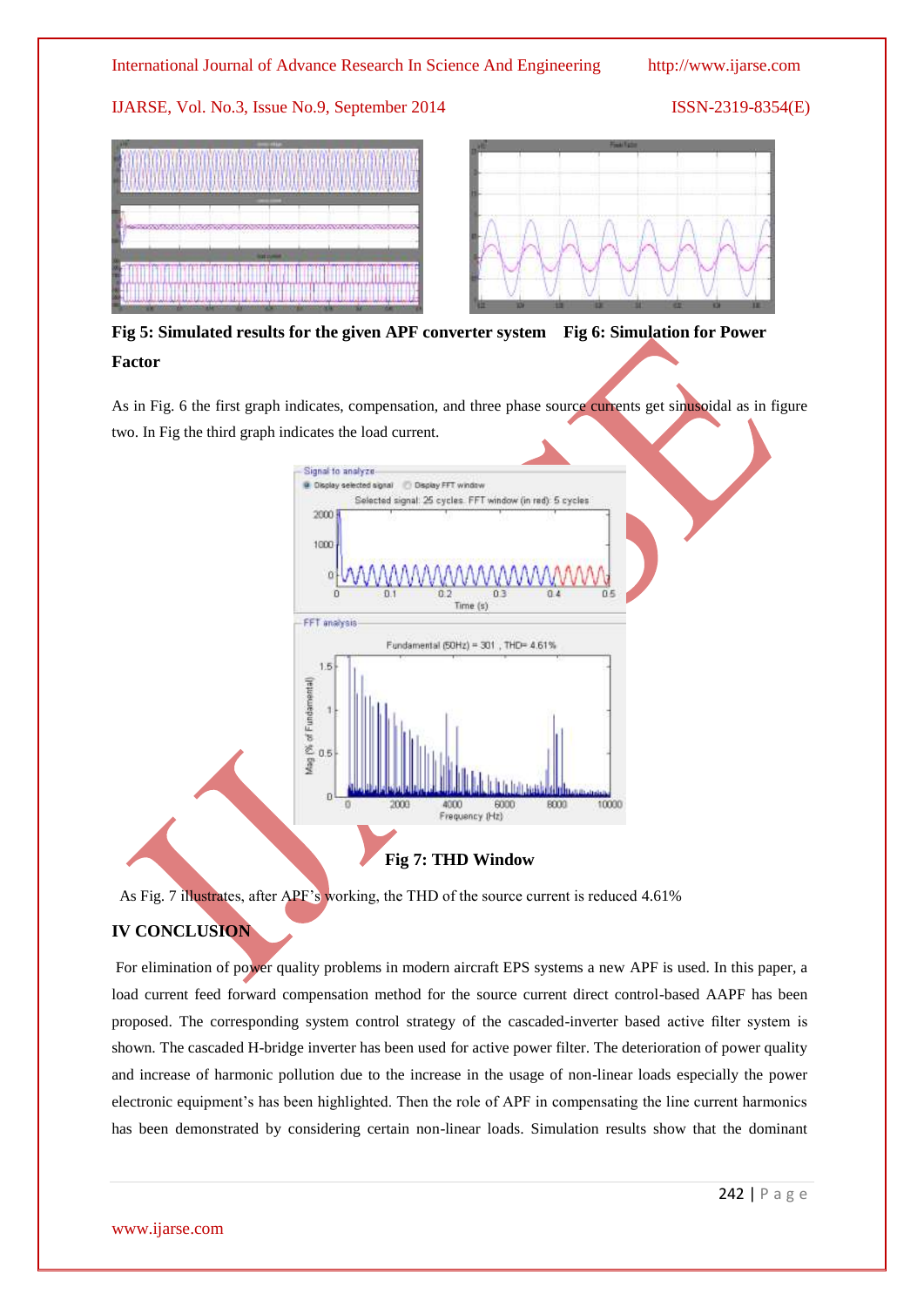**Fig 5: Simulated results for the given APF converter system    Fig 6: Simulation for Power Factor**

As in Fig. 6 the first graph indicates, compensation, and three phase source currents get sinusoidal as in figure two. In Fig the third graph indicates the load current.

**Fig 7: THD Window**

As Fig. 7 illustrates, after APF's working, the THD of the source current is reduced 4.61%

## IV CONCLUSION

For elimination of power quality problems in modern aircraft EPS systems a new APF is used. In this paper, a load current feed forward compensation method for the source current direct control-based AAPF has been proposed. The corresponding system control strategy of the cascaded-inverter based active filter system is shown. The cascaded H-bridge inverter has been used for active power filter. The deterioration of power quality and increase of harmonic pollution due to the increase in the usage of non-linear loads especially the power electronic equipment's has been highlighted. Then the role of APF in compensating the line current harmonics has been demonstrated by considering certain non-linear loads. Simulation results show that the dominant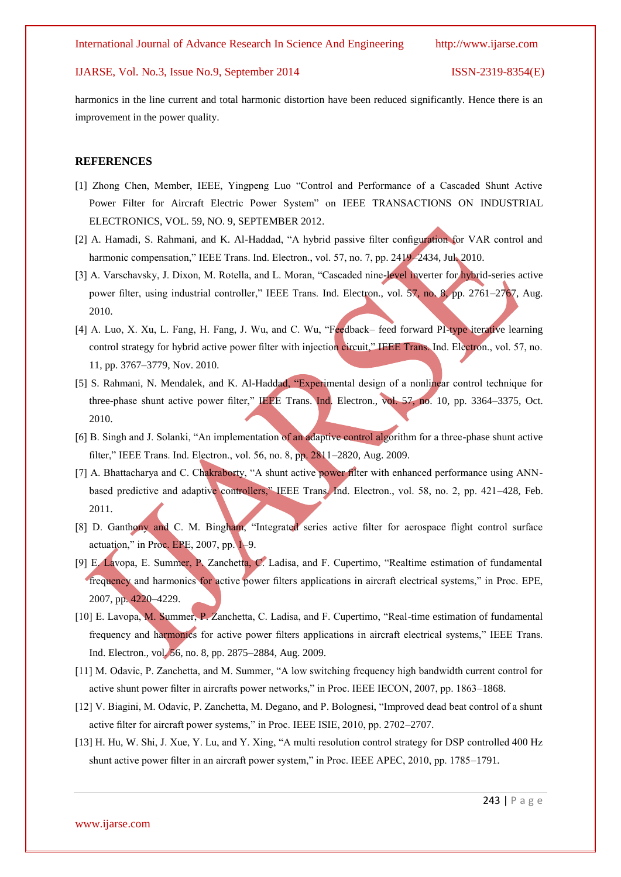harmonics in the line current and total harmonic distortion have been reduced significantly. Hence there is an improvement in the power quality.

## REFERENCES

[1] Zhong Chen, Member, IEEE, Yingpeng Luo "Control and Performance of a Cascaded Shunt Active Power Filter for Aircraft Electric Power System" on IEEE TRANSACTIONS ON INDUSTRIAL ELECTRONICS, VOL. 59, NO. 9, SEPTEMBER 2012.

[2] A. Hamadi, S. Rahmani, and K. Al-Haddad, "A hybrid passive filter configuration for VAR control and harmonic compensation," IEEE Trans. Ind. Electron., vol. 57, no. 7, pp. 2419–2434, Jul. 2010.

[3] A. Varschavsky, J. Dixon, M. Rotella, and L. Moran, "Cascaded nine-level inverter for hybrid-series active power filter, using industrial controller," IEEE Trans. Ind. Electron., vol. 57, no. 8, pp. 2761–2767, Aug. 2010.

[4] A. Luo, X. Xu, L. Fang, H. Fang, J. Wu, and C. Wu, "Feedback– feed forward PI-type iterative learning control strategy for hybrid active power filter with injection circuit," IEEE Trans. Ind. Electron., vol. 57, no. 11, pp. 3767–3779, Nov. 2010.

[5] S. Rahmani, N. Mendalek, and K. Al-Haddad, "Experimental design of a nonlinear control technique for three-phase shunt active power filter," IEEE Trans. Ind. Electron., vol. 57, no. 10, pp. 3364–3375, Oct. 2010.

[6] B. Singh and J. Solanki, "An implementation of an adaptive control algorithm for a three-phase shunt active filter," IEEE Trans. Ind. Electron., vol. 56, no. 8, pp. 2811–2820, Aug. 2009.

[7] A. Bhattacharya and C. Chakraborty, "A shunt active power filter with enhanced performance using ANN-based predictive and adaptive controllers," IEEE Trans. Ind. Electron., vol. 58, no. 2, pp. 421–428, Feb. 2011.

[8] D. Ganthony and C. M. Bingham, "Integrated series active filter for aerospace flight control surface actuation," in Proc. EPE, 2007, pp. 1–9.

[9] E. Lavopa, E. Summer, P. Zanchetta, C. Ladisa, and F. Cupertimo, "Realtime estimation of fundamental frequency and harmonics for active power filters applications in aircraft electrical systems," in Proc. EPE, 2007, pp. 4220–4229.

[10] E. Lavopa, M. Summer, P. Zanchetta, C. Ladisa, and F. Cupertimo, "Real-time estimation of fundamental frequency and harmonics for active power filters applications in aircraft electrical systems," IEEE Trans. Ind. Electron., vol. 56, no. 8, pp. 2875–2884, Aug. 2009.

[11] M. Odavic, P. Zanchetta, and M. Summer, "A low switching frequency high bandwidth current control for active shunt power filter in aircrafts power networks," in Proc. IEEE IECON, 2007, pp. 1863–1868.

[12] V. Biagini, M. Odavic, P. Zanchetta, M. Degano, and P. Bolognesi, "Improved dead beat control of a shunt active filter for aircraft power systems," in Proc. IEEE ISIE, 2010, pp. 2702–2707.

[13] H. Hu, W. Shi, J. Xue, Y. Lu, and Y. Xing, "A multi resolution control strategy for DSP controlled 400 Hz shunt active power filter in an aircraft power system," in Proc. IEEE APEC, 2010, pp. 1785–1791.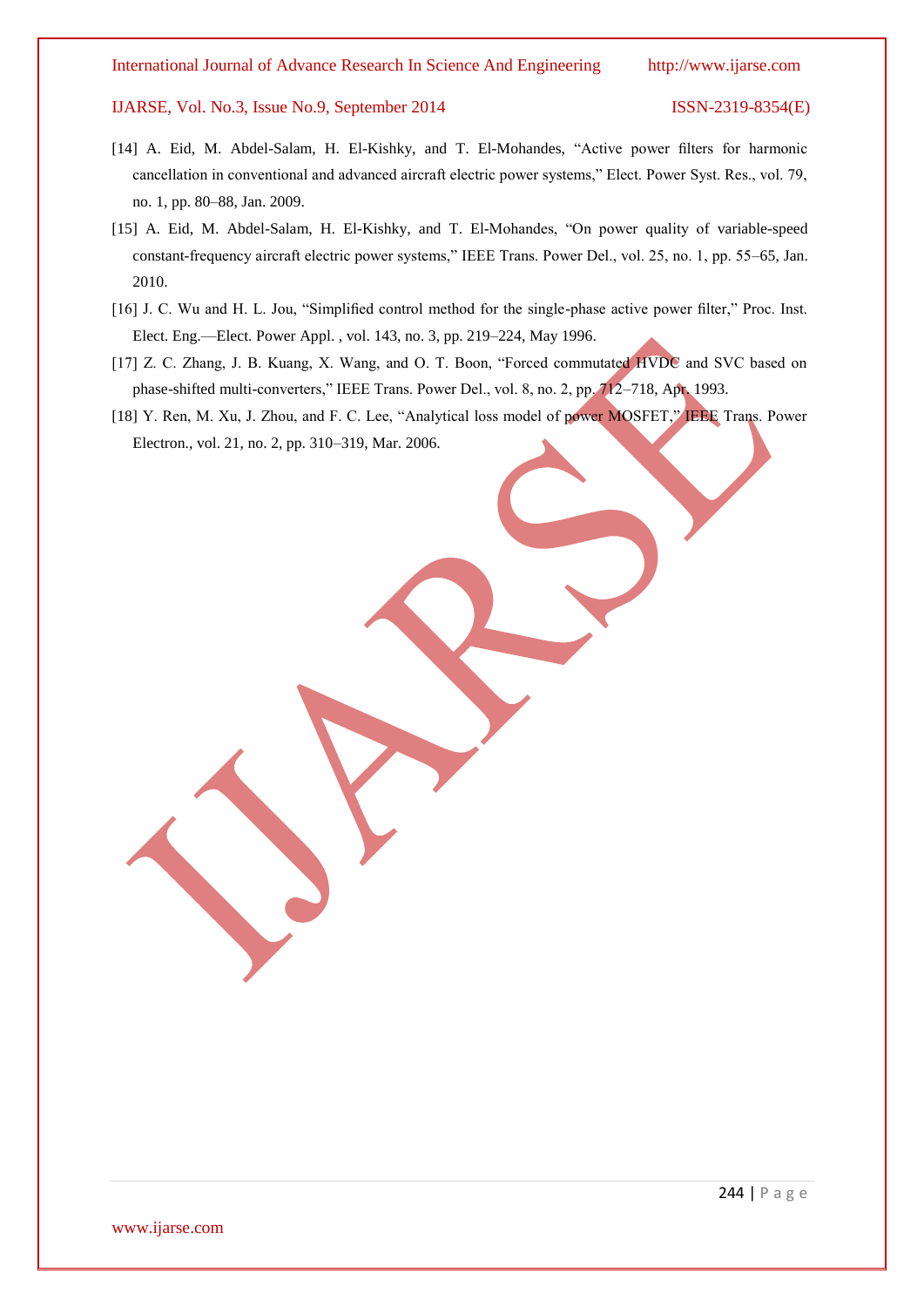[14] A. Eid, M. Abdel-Salam, H. El-Kishky, and T. El-Mohandes, “Active power filters for harmonic cancellation in conventional and advanced aircraft electric power systems,” Elect. Power Syst. Res., vol. 79, no. 1, pp. 80–88, Jan. 2009.

[15] A. Eid, M. Abdel-Salam, H. El-Kishky, and T. El-Mohandes, “On power quality of variable-speed constant-frequency aircraft electric power systems,” IEEE Trans. Power Del., vol. 25, no. 1, pp. 55–65, Jan. 2010.

[16] J. C. Wu and H. L. Jou, “Simplified control method for the single-phase active power filter,” Proc. Inst. Elect. Eng.—Elect. Power Appl. , vol. 143, no. 3, pp. 219–224, May 1996.

[17] Z. C. Zhang, J. B. Kuang, X. Wang, and O. T. Boon, “Forced commutated HVDC and SVC based on phase-shifted multi-converters,” IEEE Trans. Power Del., vol. 8, no. 2, pp. 712–718, Apr. 1993.

[18] Y. Ren, M. Xu, J. Zhou, and F. C. Lee, “Analytical loss model of power MOSFET,” IEEE Trans. Power Electron., vol. 21, no. 2, pp. 310–319, Mar. 2006.